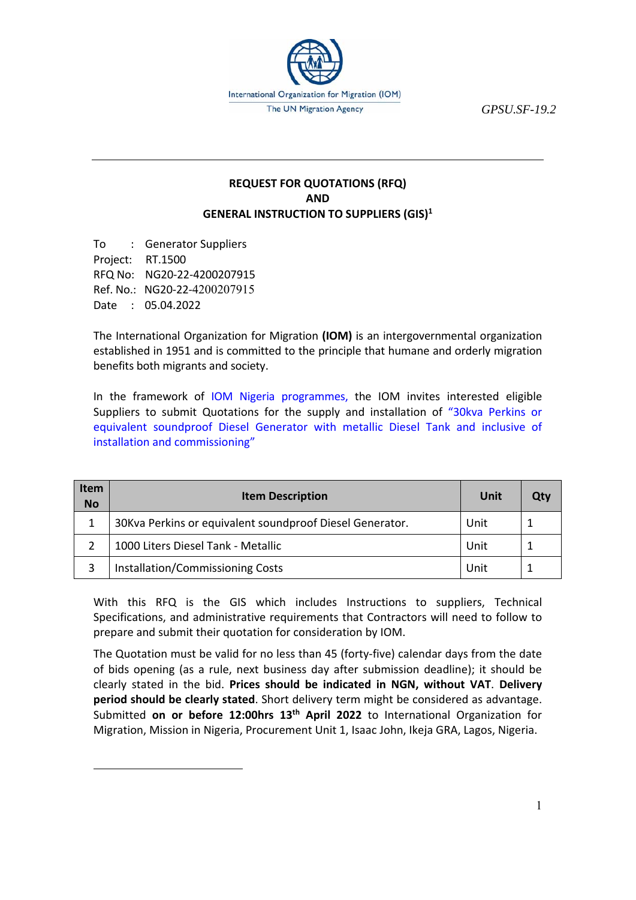International Organization for Migration (IOM)
The UN Migration Agency

GPSU.SF-19.2

---

## REQUEST FOR QUOTATIONS (RFQ)
## AND
## GENERAL INSTRUCTION TO SUPPLIERS (GIS)[1]

To : Generator Suppliers
Project: RT.1500
RFQ No: NG20-22-4200207915
Ref. No.: NG20-22-4200207915
Date : 05.04.2022

The International Organization for Migration **(IOM)** is an intergovernmental organization established in 1951 and is committed to the principle that humane and orderly migration benefits both migrants and society.

In the framework of IOM Nigeria programmes, the IOM invites interested eligible Suppliers to submit Quotations for the supply and installation of "30kva Perkins or equivalent soundproof Diesel Generator with metallic Diesel Tank and inclusive of installation and commissioning"

| Item No | Item Description | Unit | Qty |
|---|---|---|---|
| 1 | 30Kva Perkins or equivalent soundproof Diesel Generator. | Unit | 1 |
| 2 | 1000 Liters Diesel Tank - Metallic | Unit | 1 |
| 3 | Installation/Commissioning Costs | Unit | 1 |

With this RFQ is the GIS which includes Instructions to suppliers, Technical Specifications, and administrative requirements that Contractors will need to follow to prepare and submit their quotation for consideration by IOM.

The Quotation must be valid for no less than 45 (forty-five) calendar days from the date of bids opening (as a rule, next business day after submission deadline); it should be clearly stated in the bid. **Prices should be indicated in NGN, without VAT**. **Delivery period should be clearly stated**. Short delivery term might be considered as advantage. Submitted **on or before 12:00hrs 13th April 2022** to International Organization for Migration, Mission in Nigeria, Procurement Unit 1, Isaac John, Ikeja GRA, Lagos, Nigeria.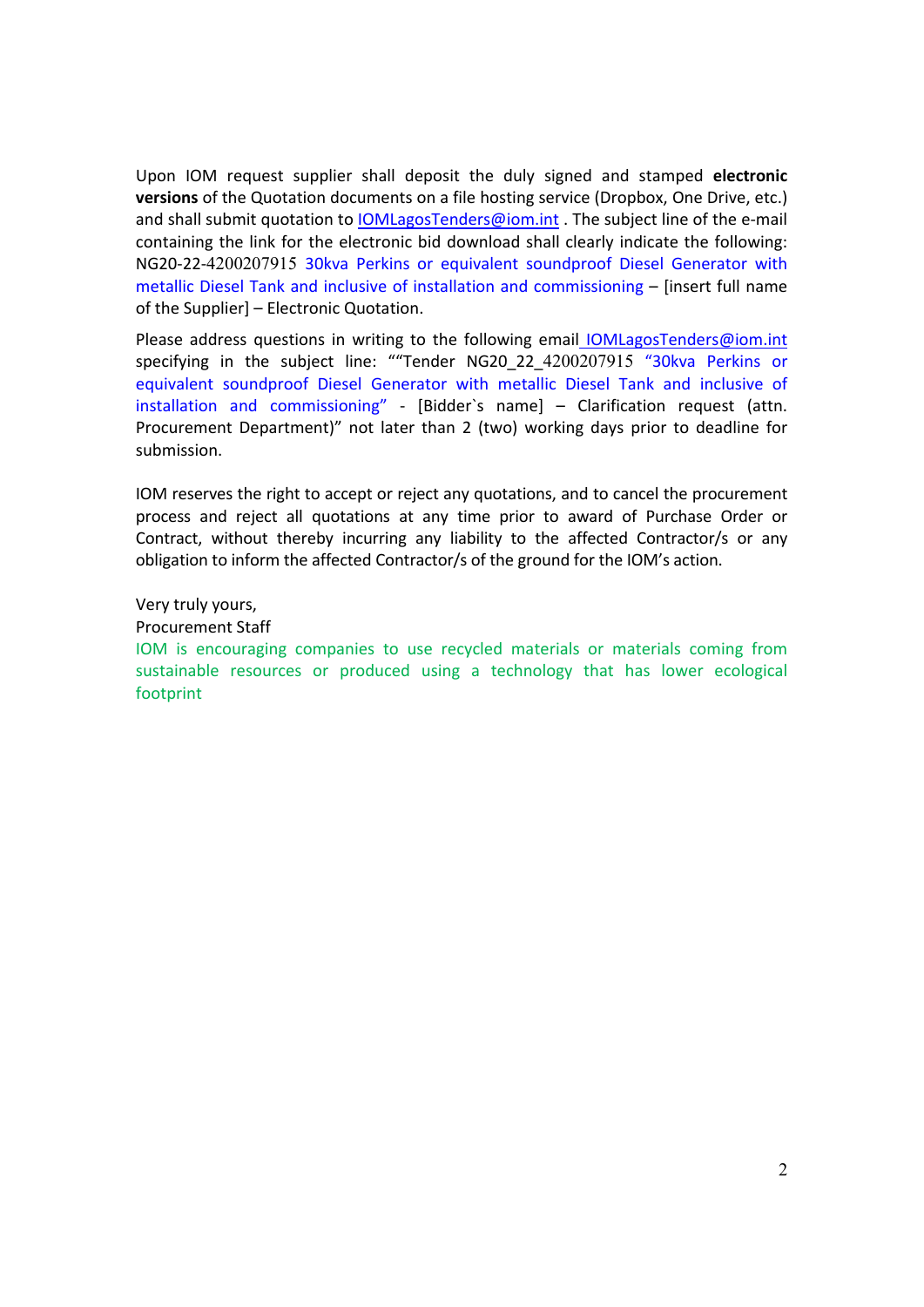Upon IOM request supplier shall deposit the duly signed and stamped **electronic versions** of the Quotation documents on a file hosting service (Dropbox, One Drive, etc.) and shall submit quotation to IOMLagosTenders@iom.int . The subject line of the e-mail containing the link for the electronic bid download shall clearly indicate the following: NG20-22-4200207915 30kva Perkins or equivalent soundproof Diesel Generator with metallic Diesel Tank and inclusive of installation and commissioning – [insert full name of the Supplier] – Electronic Quotation.

Please address questions in writing to the following email IOMLagosTenders@iom.int specifying in the subject line: ""Tender NG20_22_4200207915 "30kva Perkins or equivalent soundproof Diesel Generator with metallic Diesel Tank and inclusive of installation and commissioning" - [Bidder`s name] – Clarification request (attn. Procurement Department)" not later than 2 (two) working days prior to deadline for submission.

IOM reserves the right to accept or reject any quotations, and to cancel the procurement process and reject all quotations at any time prior to award of Purchase Order or Contract, without thereby incurring any liability to the affected Contractor/s or any obligation to inform the affected Contractor/s of the ground for the IOM's action.

Very truly yours,
Procurement Staff
IOM is encouraging companies to use recycled materials or materials coming from sustainable resources or produced using a technology that has lower ecological footprint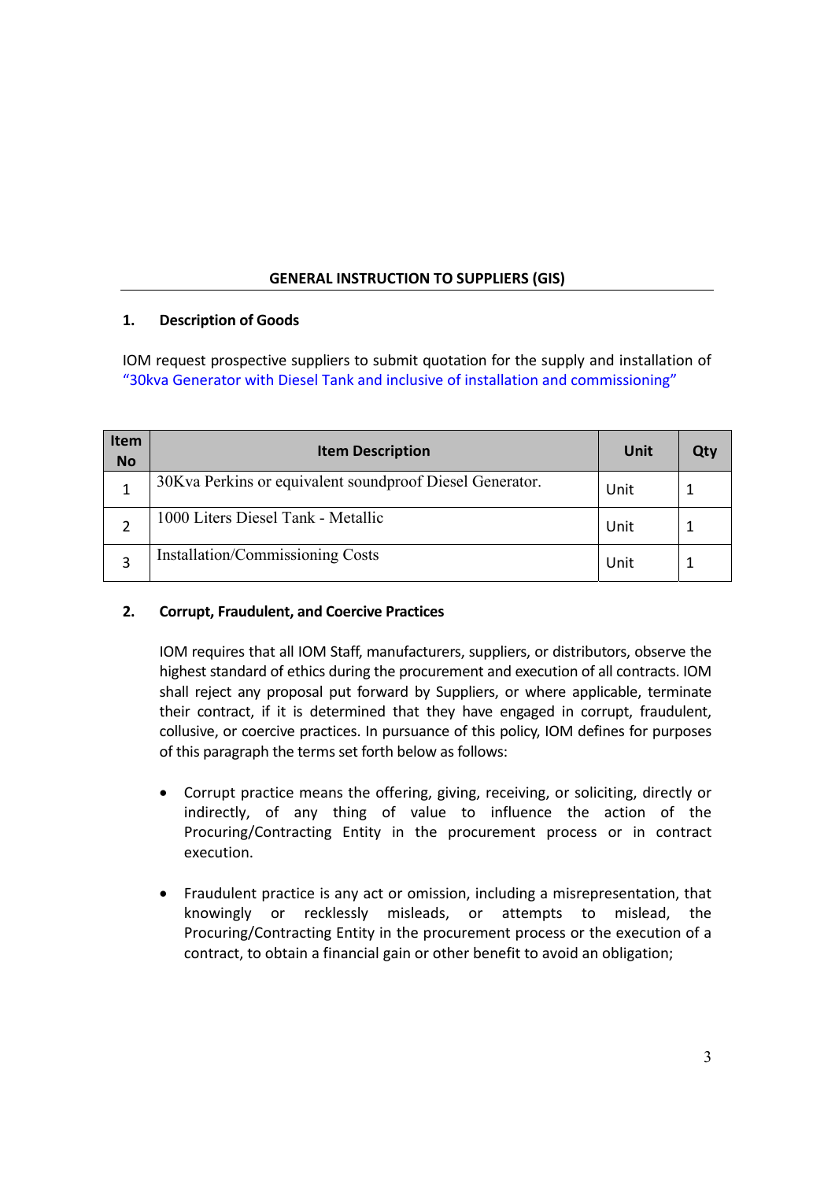## GENERAL INSTRUCTION TO SUPPLIERS (GIS)

### 1. Description of Goods

IOM request prospective suppliers to submit quotation for the supply and installation of "30kva Generator with Diesel Tank and inclusive of installation and commissioning"

| Item No | Item Description | Unit | Qty |
|---|---|---|---|
| 1 | 30Kva Perkins or equivalent soundproof Diesel Generator. | Unit | 1 |
| 2 | 1000 Liters Diesel Tank - Metallic | Unit | 1 |
| 3 | Installation/Commissioning Costs | Unit | 1 |

### 2. Corrupt, Fraudulent, and Coercive Practices

IOM requires that all IOM Staff, manufacturers, suppliers, or distributors, observe the highest standard of ethics during the procurement and execution of all contracts. IOM shall reject any proposal put forward by Suppliers, or where applicable, terminate their contract, if it is determined that they have engaged in corrupt, fraudulent, collusive, or coercive practices. In pursuance of this policy, IOM defines for purposes of this paragraph the terms set forth below as follows:

- Corrupt practice means the offering, giving, receiving, or soliciting, directly or indirectly, of any thing of value to influence the action of the Procuring/Contracting Entity in the procurement process or in contract execution.

- Fraudulent practice is any act or omission, including a misrepresentation, that knowingly or recklessly misleads, or attempts to mislead, the Procuring/Contracting Entity in the procurement process or the execution of a contract, to obtain a financial gain or other benefit to avoid an obligation;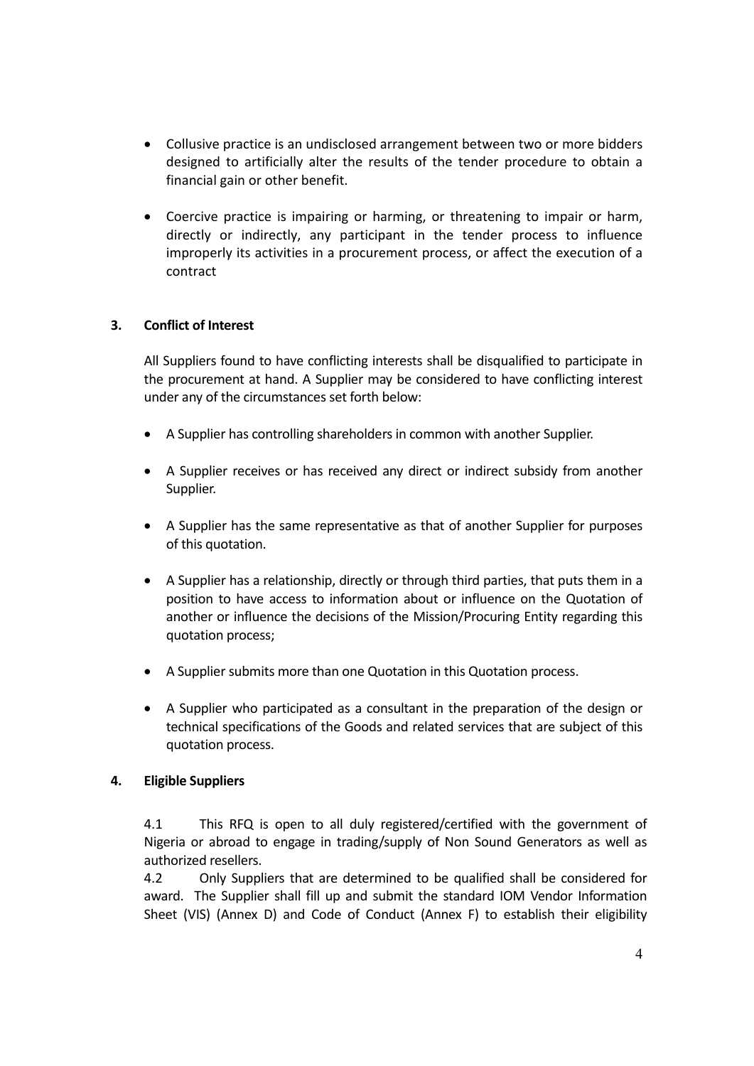- Collusive practice is an undisclosed arrangement between two or more bidders designed to artificially alter the results of the tender procedure to obtain a financial gain or other benefit.

- Coercive practice is impairing or harming, or threatening to impair or harm, directly or indirectly, any participant in the tender process to influence improperly its activities in a procurement process, or affect the execution of a contract

## 3. Conflict of Interest

All Suppliers found to have conflicting interests shall be disqualified to participate in the procurement at hand. A Supplier may be considered to have conflicting interest under any of the circumstances set forth below:

- A Supplier has controlling shareholders in common with another Supplier.

- A Supplier receives or has received any direct or indirect subsidy from another Supplier.

- A Supplier has the same representative as that of another Supplier for purposes of this quotation.

- A Supplier has a relationship, directly or through third parties, that puts them in a position to have access to information about or influence on the Quotation of another or influence the decisions of the Mission/Procuring Entity regarding this quotation process;

- A Supplier submits more than one Quotation in this Quotation process.

- A Supplier who participated as a consultant in the preparation of the design or technical specifications of the Goods and related services that are subject of this quotation process.

## 4. Eligible Suppliers

4.1 This RFQ is open to all duly registered/certified with the government of Nigeria or abroad to engage in trading/supply of Non Sound Generators as well as authorized resellers.

4.2 Only Suppliers that are determined to be qualified shall be considered for award. The Supplier shall fill up and submit the standard IOM Vendor Information Sheet (VIS) (Annex D) and Code of Conduct (Annex F) to establish their eligibility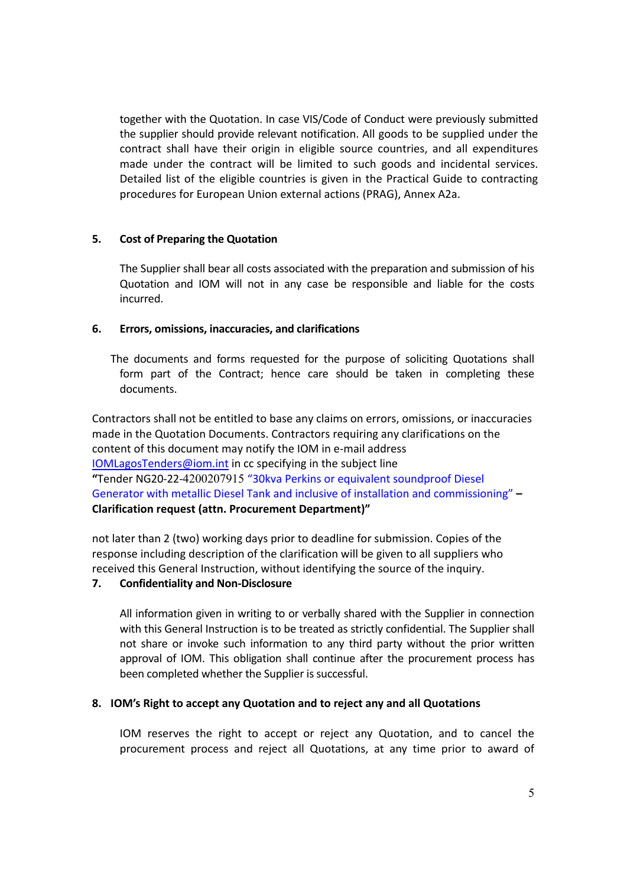together with the Quotation. In case VIS/Code of Conduct were previously submitted the supplier should provide relevant notification. All goods to be supplied under the contract shall have their origin in eligible source countries, and all expenditures made under the contract will be limited to such goods and incidental services. Detailed list of the eligible countries is given in the Practical Guide to contracting procedures for European Union external actions (PRAG), Annex A2a.

**5. Cost of Preparing the Quotation**

The Supplier shall bear all costs associated with the preparation and submission of his Quotation and IOM will not in any case be responsible and liable for the costs incurred.

**6. Errors, omissions, inaccuracies, and clarifications**

The documents and forms requested for the purpose of soliciting Quotations shall form part of the Contract; hence care should be taken in completing these documents.

Contractors shall not be entitled to base any claims on errors, omissions, or inaccuracies made in the Quotation Documents. Contractors requiring any clarifications on the content of this document may notify the IOM in e-mail address IOMLagosTenders@iom.int in cc specifying in the subject line "Tender NG20-22-4200207915 "30kva Perkins or equivalent soundproof Diesel Generator with metallic Diesel Tank and inclusive of installation and commissioning" – **Clarification request (attn. Procurement Department)"**

not later than 2 (two) working days prior to deadline for submission. Copies of the response including description of the clarification will be given to all suppliers who received this General Instruction, without identifying the source of the inquiry.

**7. Confidentiality and Non-Disclosure**

All information given in writing to or verbally shared with the Supplier in connection with this General Instruction is to be treated as strictly confidential. The Supplier shall not share or invoke such information to any third party without the prior written approval of IOM. This obligation shall continue after the procurement process has been completed whether the Supplier is successful.

**8. IOM's Right to accept any Quotation and to reject any and all Quotations**

IOM reserves the right to accept or reject any Quotation, and to cancel the procurement process and reject all Quotations, at any time prior to award of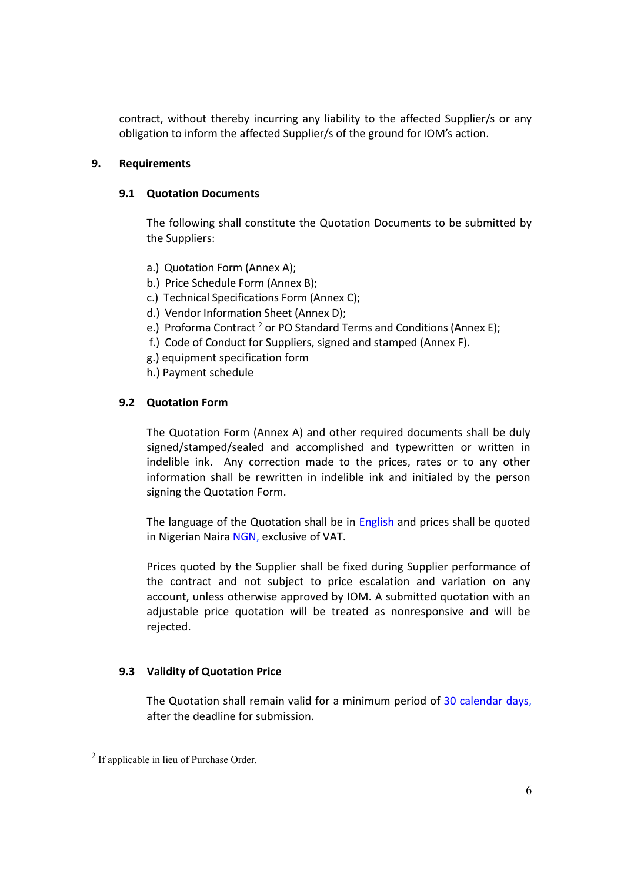contract, without thereby incurring any liability to the affected Supplier/s or any obligation to inform the affected Supplier/s of the ground for IOM's action.

## 9. Requirements

### 9.1 Quotation Documents

The following shall constitute the Quotation Documents to be submitted by the Suppliers:

a.) Quotation Form (Annex A);
b.) Price Schedule Form (Annex B);
c.) Technical Specifications Form (Annex C);
d.) Vendor Information Sheet (Annex D);
e.) Proforma Contract [2] or PO Standard Terms and Conditions (Annex E);
f.) Code of Conduct for Suppliers, signed and stamped (Annex F).
g.) equipment specification form
h.) Payment schedule

### 9.2 Quotation Form

The Quotation Form (Annex A) and other required documents shall be duly signed/stamped/sealed and accomplished and typewritten or written in indelible ink. Any correction made to the prices, rates or to any other information shall be rewritten in indelible ink and initialed by the person signing the Quotation Form.

The language of the Quotation shall be in English and prices shall be quoted in Nigerian Naira NGN, exclusive of VAT.

Prices quoted by the Supplier shall be fixed during Supplier performance of the contract and not subject to price escalation and variation on any account, unless otherwise approved by IOM. A submitted quotation with an adjustable price quotation will be treated as nonresponsive and will be rejected.

### 9.3 Validity of Quotation Price

The Quotation shall remain valid for a minimum period of 30 calendar days, after the deadline for submission.

---

[2] If applicable in lieu of Purchase Order.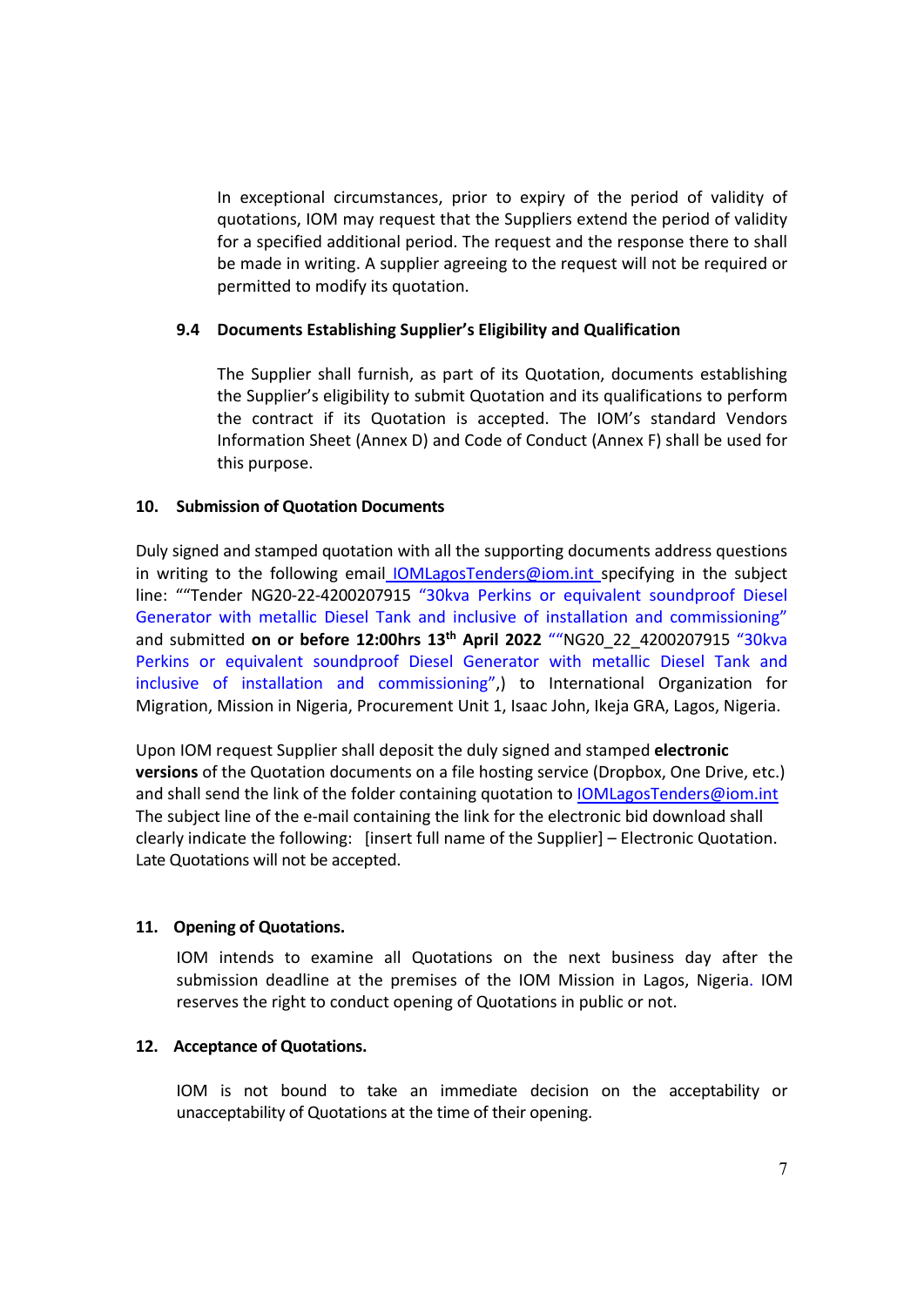In exceptional circumstances, prior to expiry of the period of validity of quotations, IOM may request that the Suppliers extend the period of validity for a specified additional period. The request and the response there to shall be made in writing. A supplier agreeing to the request will not be required or permitted to modify its quotation.

### 9.4 Documents Establishing Supplier's Eligibility and Qualification

The Supplier shall furnish, as part of its Quotation, documents establishing the Supplier's eligibility to submit Quotation and its qualifications to perform the contract if its Quotation is accepted. The IOM's standard Vendors Information Sheet (Annex D) and Code of Conduct (Annex F) shall be used for this purpose.

## 10. Submission of Quotation Documents

Duly signed and stamped quotation with all the supporting documents address questions in writing to the following email IOMLagosTenders@iom.int specifying in the subject line: ""Tender NG20-22-4200207915 "30kva Perkins or equivalent soundproof Diesel Generator with metallic Diesel Tank and inclusive of installation and commissioning" and submitted **on or before 12:00hrs 13th April 2022** ""NG20_22_4200207915 "30kva Perkins or equivalent soundproof Diesel Generator with metallic Diesel Tank and inclusive of installation and commissioning",) to International Organization for Migration, Mission in Nigeria, Procurement Unit 1, Isaac John, Ikeja GRA, Lagos, Nigeria.

Upon IOM request Supplier shall deposit the duly signed and stamped **electronic versions** of the Quotation documents on a file hosting service (Dropbox, One Drive, etc.) and shall send the link of the folder containing quotation to IOMLagosTenders@iom.int The subject line of the e-mail containing the link for the electronic bid download shall clearly indicate the following: [insert full name of the Supplier] – Electronic Quotation. Late Quotations will not be accepted.

## 11. Opening of Quotations.

IOM intends to examine all Quotations on the next business day after the submission deadline at the premises of the IOM Mission in Lagos, Nigeria. IOM reserves the right to conduct opening of Quotations in public or not.

## 12. Acceptance of Quotations.

IOM is not bound to take an immediate decision on the acceptability or unacceptability of Quotations at the time of their opening.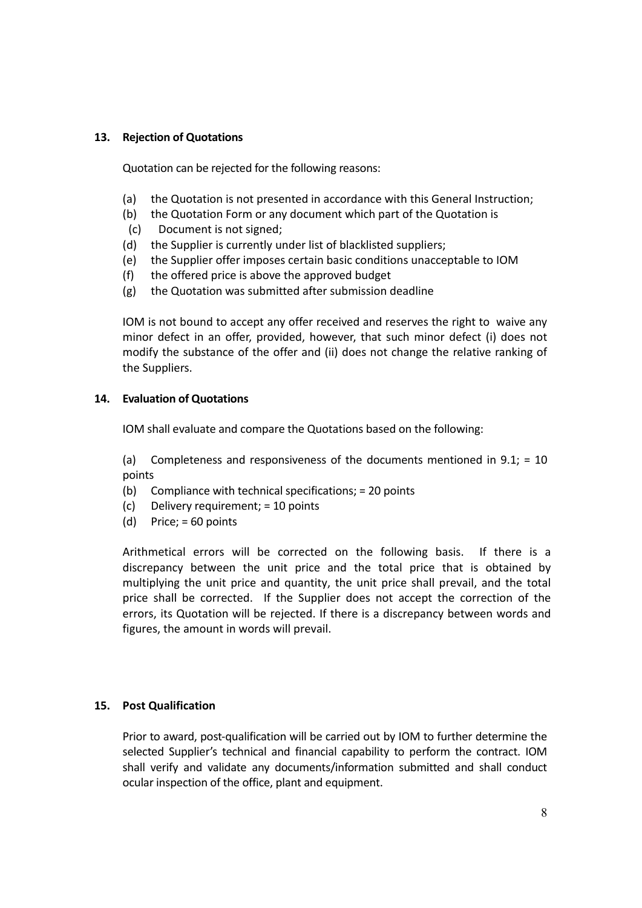## 13. Rejection of Quotations

Quotation can be rejected for the following reasons:

(a) the Quotation is not presented in accordance with this General Instruction;
(b) the Quotation Form or any document which part of the Quotation is
(c) Document is not signed;
(d) the Supplier is currently under list of blacklisted suppliers;
(e) the Supplier offer imposes certain basic conditions unacceptable to IOM
(f) the offered price is above the approved budget
(g) the Quotation was submitted after submission deadline

IOM is not bound to accept any offer received and reserves the right to waive any minor defect in an offer, provided, however, that such minor defect (i) does not modify the substance of the offer and (ii) does not change the relative ranking of the Suppliers.

## 14. Evaluation of Quotations

IOM shall evaluate and compare the Quotations based on the following:

(a) Completeness and responsiveness of the documents mentioned in 9.1; = 10 points
(b) Compliance with technical specifications; = 20 points
(c) Delivery requirement; = 10 points
(d) Price; = 60 points

Arithmetical errors will be corrected on the following basis. If there is a discrepancy between the unit price and the total price that is obtained by multiplying the unit price and quantity, the unit price shall prevail, and the total price shall be corrected. If the Supplier does not accept the correction of the errors, its Quotation will be rejected. If there is a discrepancy between words and figures, the amount in words will prevail.

## 15. Post Qualification

Prior to award, post-qualification will be carried out by IOM to further determine the selected Supplier's technical and financial capability to perform the contract. IOM shall verify and validate any documents/information submitted and shall conduct ocular inspection of the office, plant and equipment.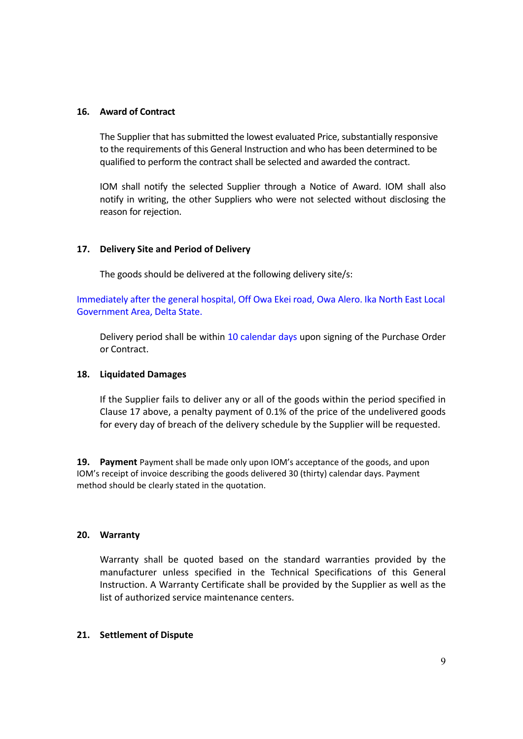## 16. Award of Contract

The Supplier that has submitted the lowest evaluated Price, substantially responsive to the requirements of this General Instruction and who has been determined to be qualified to perform the contract shall be selected and awarded the contract.

IOM shall notify the selected Supplier through a Notice of Award. IOM shall also notify in writing, the other Suppliers who were not selected without disclosing the reason for rejection.

## 17. Delivery Site and Period of Delivery

The goods should be delivered at the following delivery site/s:

Immediately after the general hospital, Off Owa Ekei road, Owa Alero. Ika North East Local Government Area, Delta State.

Delivery period shall be within 10 calendar days upon signing of the Purchase Order or Contract.

## 18. Liquidated Damages

If the Supplier fails to deliver any or all of the goods within the period specified in Clause 17 above, a penalty payment of 0.1% of the price of the undelivered goods for every day of breach of the delivery schedule by the Supplier will be requested.

**19. Payment** Payment shall be made only upon IOM's acceptance of the goods, and upon IOM's receipt of invoice describing the goods delivered 30 (thirty) calendar days. Payment method should be clearly stated in the quotation.

## 20. Warranty

Warranty shall be quoted based on the standard warranties provided by the manufacturer unless specified in the Technical Specifications of this General Instruction. A Warranty Certificate shall be provided by the Supplier as well as the list of authorized service maintenance centers.

## 21. Settlement of Dispute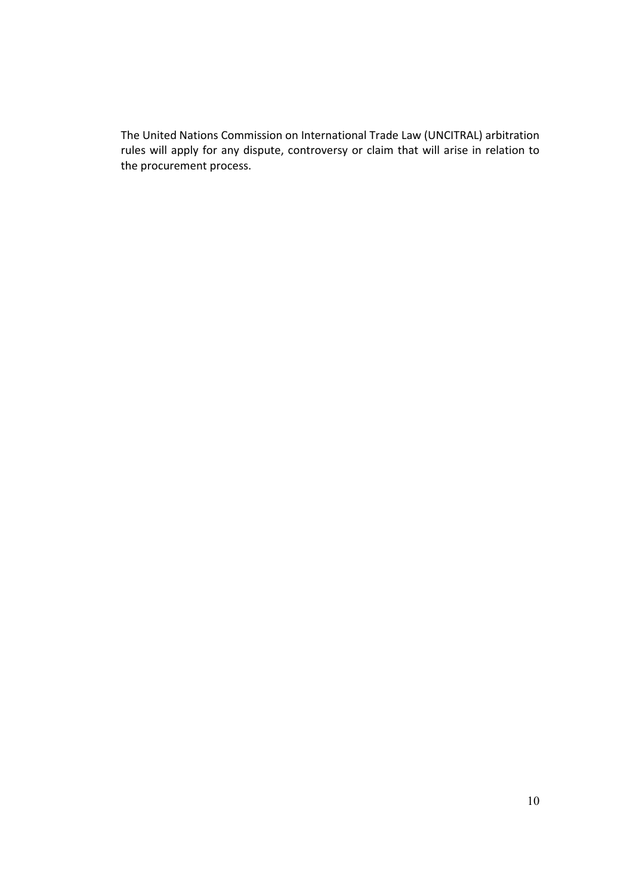The United Nations Commission on International Trade Law (UNCITRAL) arbitration rules will apply for any dispute, controversy or claim that will arise in relation to the procurement process.